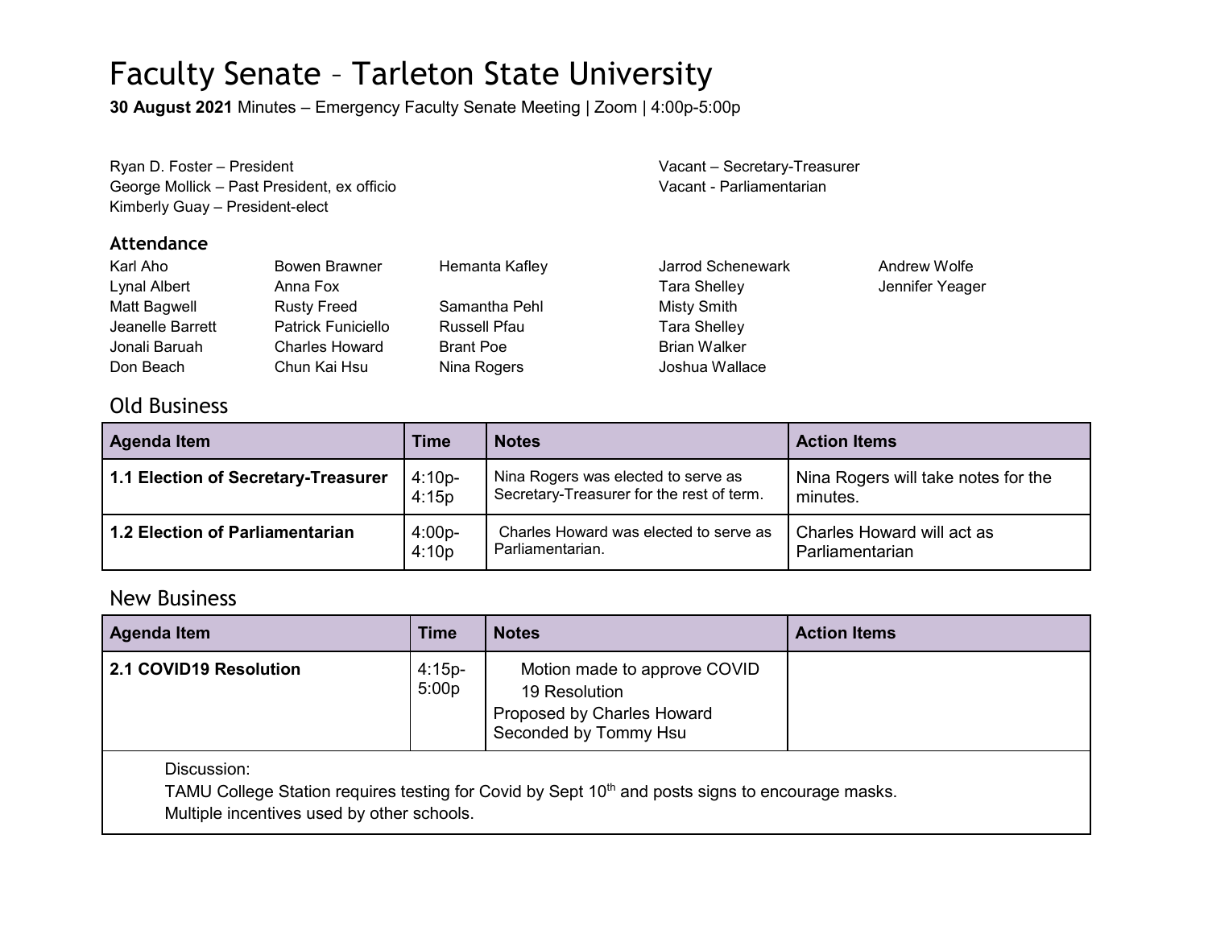# Faculty Senate – Tarleton State University

**30 August 2021** Minutes – Emergency Faculty Senate Meeting | Zoom | 4:00p-5:00p

Ryan D. Foster – President
George Mollick – Past President, ex officio
Kimberly Guay – President-elect

Vacant – Secretary-Treasurer
Vacant - Parliamentarian

### Attendance

| | | | | |
|---|---|---|---|---|
| Karl Aho | Bowen Brawner | Hemanta Kafley | Jarrod Schenewark | Andrew Wolfe |
| Lynal Albert | Anna Fox | | Tara Shelley | Jennifer Yeager |
| Matt Bagwell | Rusty Freed | Samantha Pehl | Misty Smith | |
| Jeanelle Barrett | Patrick Funiciello | Russell Pfau | Tara Shelley | |
| Jonali Baruah | Charles Howard | Brant Poe | Brian Walker | |
| Don Beach | Chun Kai Hsu | Nina Rogers | Joshua Wallace | |

## Old Business

| Agenda Item | Time | Notes | Action Items |
|---|---|---|---|
| **1.1 Election of Secretary-Treasurer** | 4:10p-4:15p | Nina Rogers was elected to serve as Secretary-Treasurer for the rest of term. | Nina Rogers will take notes for the minutes. |
| **1.2 Election of Parliamentarian** | 4:00p-4:10p | Charles Howard was elected to serve as Parliamentarian. | Charles Howard will act as Parliamentarian |

## New Business

| Agenda Item | Time | Notes | Action Items |
|---|---|---|---|
| **2.1 COVID19 Resolution** | 4:15p-5:00p | Motion made to approve COVID 19 Resolution<br>Proposed by Charles Howard<br>Seconded by Tommy Hsu | |

Discussion:
TAMU College Station requires testing for Covid by Sept 10th and posts signs to encourage masks.
Multiple incentives used by other schools.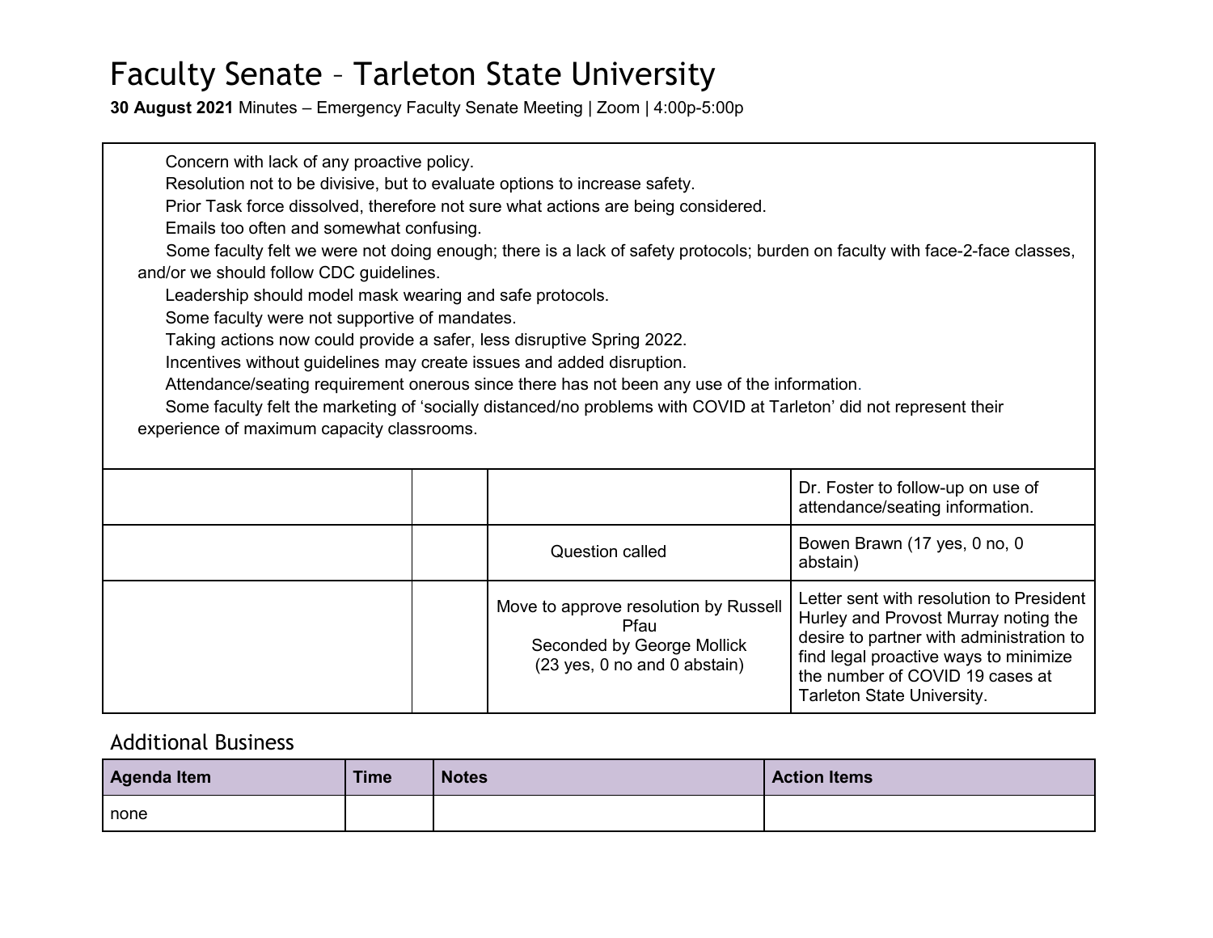# Faculty Senate – Tarleton State University

**30 August 2021** Minutes – Emergency Faculty Senate Meeting | Zoom | 4:00p-5:00p

| | | | |
|---|---|---|---|
| Concern with lack of any proactive policy.<br>Resolution not to be divisive, but to evaluate options to increase safety.<br>Prior Task force dissolved, therefore not sure what actions are being considered.<br>Emails too often and somewhat confusing.<br>Some faculty felt we were not doing enough; there is a lack of safety protocols; burden on faculty with face-2-face classes, and/or we should follow CDC guidelines.<br>Leadership should model mask wearing and safe protocols.<br>Some faculty were not supportive of mandates.<br>Taking actions now could provide a safer, less disruptive Spring 2022.<br>Incentives without guidelines may create issues and added disruption.<br>Attendance/seating requirement onerous since there has not been any use of the information.<br>Some faculty felt the marketing of 'socially distanced/no problems with COVID at Tarleton' did not represent their experience of maximum capacity classrooms. | | | |
| | | | Dr. Foster to follow-up on use of attendance/seating information. |
| | | Question called | Bowen Brawn (17 yes, 0 no, 0 abstain) |
| | | Move to approve resolution by Russell Pfau<br>Seconded by George Mollick<br>(23 yes, 0 no and 0 abstain) | Letter sent with resolution to President Hurley and Provost Murray noting the desire to partner with administration to find legal proactive ways to minimize the number of COVID 19 cases at Tarleton State University. |

## Additional Business

| Agenda Item | Time | Notes | Action Items |
|---|---|---|---|
| none | | | |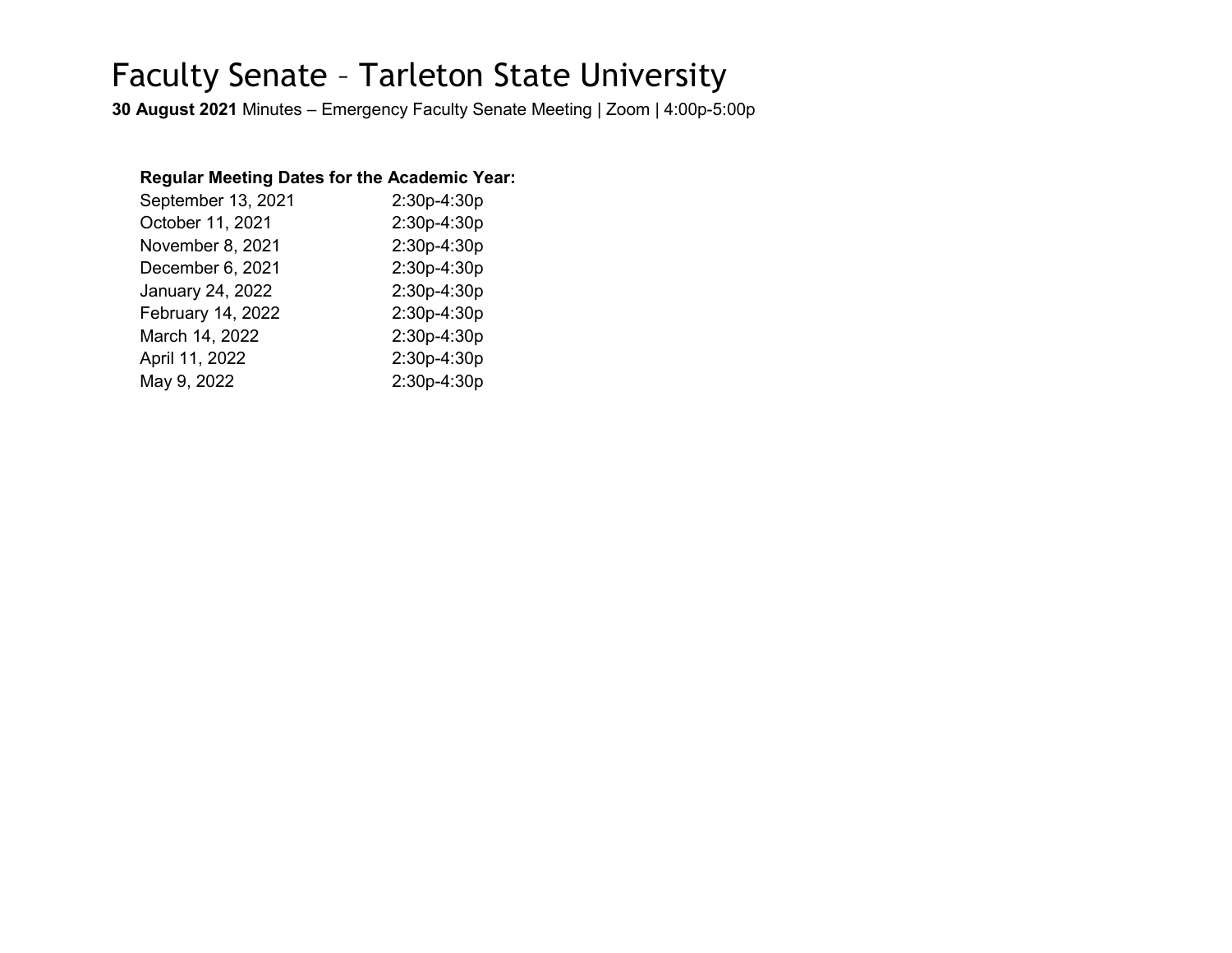**Regular Meeting Dates for the Academic Year:**

| | |
|---|---|
| September 13, 2021 | 2:30p-4:30p |
| October 11, 2021 | 2:30p-4:30p |
| November 8, 2021 | 2:30p-4:30p |
| December 6, 2021 | 2:30p-4:30p |
| January 24, 2022 | 2:30p-4:30p |
| February 14, 2022 | 2:30p-4:30p |
| March 14, 2022 | 2:30p-4:30p |
| April 11, 2022 | 2:30p-4:30p |
| May 9, 2022 | 2:30p-4:30p |